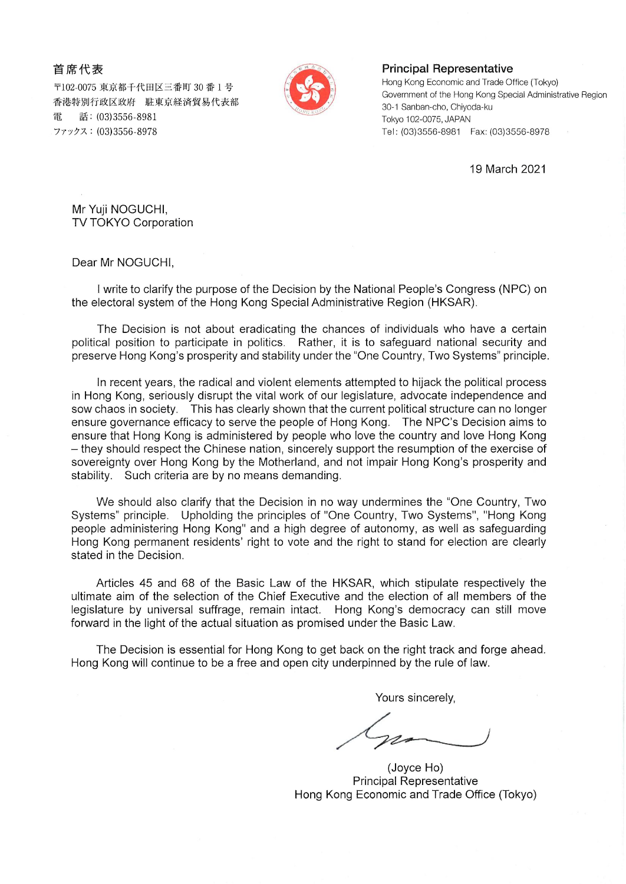首席代表
〒102-0075 東京都千代田区三番町 30 番 1 号
香港特別行政区政府　駐東京経済貿易代表部
電　話：(03)3556-8981
ファックス：(03)3556-8978

**Principal Representative**
Hong Kong Economic and Trade Office (Tokyo)
Government of the Hong Kong Special Administrative Region
30-1 Sanban-cho, Chiyoda-ku
Tokyo 102-0075, JAPAN
Tel: (03)3556-8981　Fax: (03)3556-8978

19 March 2021

Mr Yuji NOGUCHI,
TV TOKYO Corporation

Dear Mr NOGUCHI,

I write to clarify the purpose of the Decision by the National People's Congress (NPC) on the electoral system of the Hong Kong Special Administrative Region (HKSAR).

The Decision is not about eradicating the chances of individuals who have a certain political position to participate in politics. Rather, it is to safeguard national security and preserve Hong Kong's prosperity and stability under the "One Country, Two Systems" principle.

In recent years, the radical and violent elements attempted to hijack the political process in Hong Kong, seriously disrupt the vital work of our legislature, advocate independence and sow chaos in society. This has clearly shown that the current political structure can no longer ensure governance efficacy to serve the people of Hong Kong. The NPC's Decision aims to ensure that Hong Kong is administered by people who love the country and love Hong Kong – they should respect the Chinese nation, sincerely support the resumption of the exercise of sovereignty over Hong Kong by the Motherland, and not impair Hong Kong's prosperity and stability. Such criteria are by no means demanding.

We should also clarify that the Decision in no way undermines the "One Country, Two Systems" principle. Upholding the principles of "One Country, Two Systems", "Hong Kong people administering Hong Kong" and a high degree of autonomy, as well as safeguarding Hong Kong permanent residents' right to vote and the right to stand for election are clearly stated in the Decision.

Articles 45 and 68 of the Basic Law of the HKSAR, which stipulate respectively the ultimate aim of the selection of the Chief Executive and the election of all members of the legislature by universal suffrage, remain intact. Hong Kong's democracy can still move forward in the light of the actual situation as promised under the Basic Law.

The Decision is essential for Hong Kong to get back on the right track and forge ahead. Hong Kong will continue to be a free and open city underpinned by the rule of law.

Yours sincerely,

(Joyce Ho)
Principal Representative
Hong Kong Economic and Trade Office (Tokyo)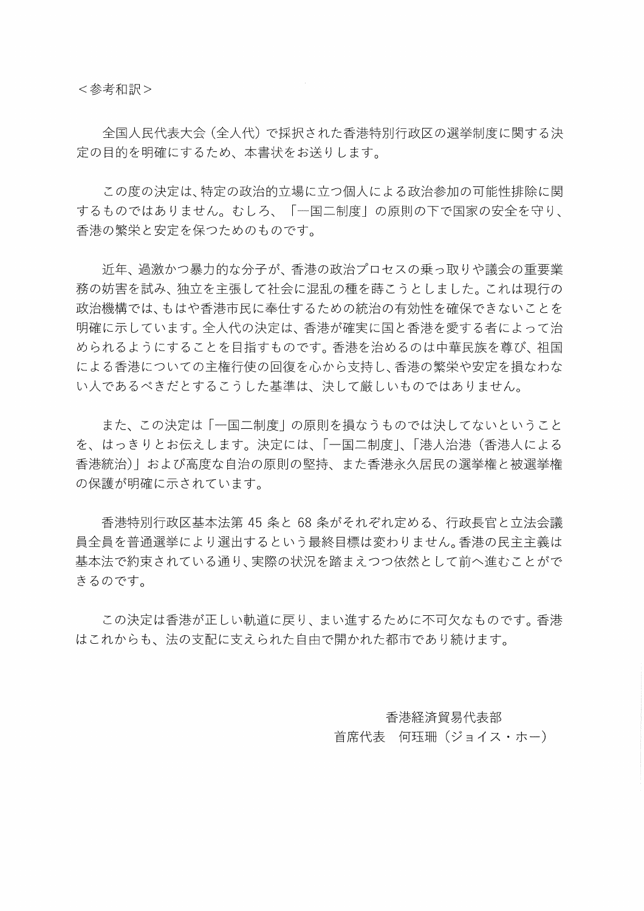＜参考和訳＞

全国人民代表大会（全人代）で採択された香港特別行政区の選挙制度に関する決定の目的を明確にするため、本書状をお送りします。

この度の決定は、特定の政治的立場に立つ個人による政治参加の可能性排除に関するものではありません。むしろ、「一国二制度」の原則の下で国家の安全を守り、香港の繁栄と安定を保つためのものです。

近年、過激かつ暴力的な分子が、香港の政治プロセスの乗っ取りや議会の重要業務の妨害を試み、独立を主張して社会に混乱の種を蒔こうとしました。これは現行の政治機構では、もはや香港市民に奉仕するための統治の有効性を確保できないことを明確に示しています。全人代の決定は、香港が確実に国と香港を愛する者によって治められるようにすることを目指すものです。香港を治めるのは中華民族を尊び、祖国による香港についての主権行使の回復を心から支持し、香港の繁栄や安定を損なわない人であるべきだとするこうした基準は、決して厳しいものではありません。

また、この決定は「一国二制度」の原則を損なうものでは決してないということを、はっきりとお伝えします。決定には、「一国二制度」、「港人治港（香港人による香港統治）」および高度な自治の原則の堅持、また香港永久居民の選挙権と被選挙権の保護が明確に示されています。

香港特別行政区基本法第 45 条と 68 条がそれぞれ定める、行政長官と立法会議員全員を普通選挙により選出するという最終目標は変わりません。香港の民主主義は基本法で約束されている通り、実際の状況を踏まえつつ依然として前へ進むことができるのです。

この決定は香港が正しい軌道に戻り、まい進するために不可欠なものです。香港はこれからも、法の支配に支えられた自由で開かれた都市であり続けます。

香港経済貿易代表部
首席代表　何珏珊（ジョイス・ホー）